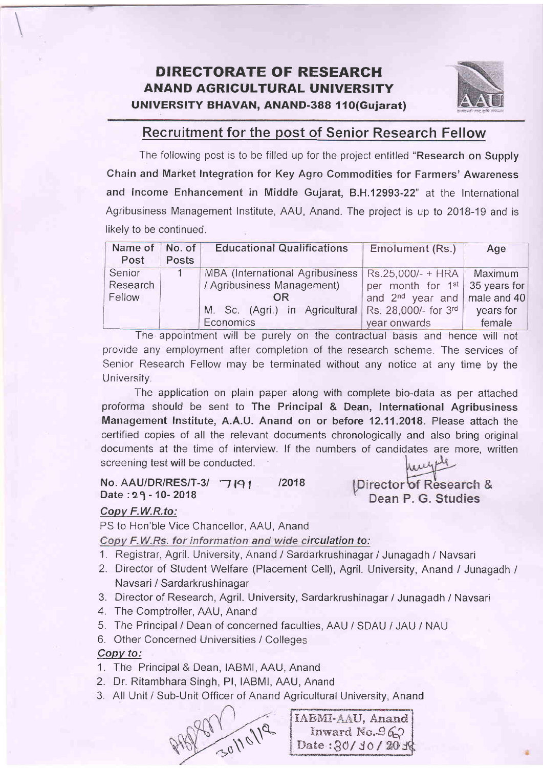# DIRECTORATE OF RESEARCH
## ANAND AGRICULTURAL UNIVERSITY
### UNIVERSITY BHAVAN, ANAND-388 110(Gujarat)

## Recruitment for the post of Senior Research Fellow

The following post is to be filled up for the project entitled "**Research on Supply Chain and Market Integration for Key Agro Commodities for Farmers' Awareness and Income Enhancement in Middle Gujarat, B.H.12993-22**" at the International Agribusiness Management Institute, AAU, Anand. The project is up to 2018-19 and is likely to be continued.

| Name of Post | No. of Posts | Educational Qualifications | Emolument (Rs.) | Age |
|---|---|---|---|---|
| Senior Research Fellow | 1 | MBA (International Agribusiness / Agribusiness Management) OR M. Sc. (Agri.) in Agricultural Economics | Rs.25,000/- + HRA per month for 1st and 2nd year and Rs. 28,000/- for 3rd year onwards | Maximum 35 years for male and 40 years for female |

The appointment will be purely on the contractual basis and hence will not provide any employment after completion of the research scheme. The services of Senior Research Fellow may be terminated without any notice at any time by the University.

The application on plain paper along with complete bio-data as per attached proforma should be sent to **The Principal & Dean, International Agribusiness Management Institute, A.A.U. Anand on or before 12.11.2018.** Please attach the certified copies of all the relevant documents chronologically and also bring original documents at the time of interview. If the numbers of candidates are more, written screening test will be conducted.

**No. AAU/DR/RES/T-3/ 7191 /2018**
**Date : 29 - 10- 2018**

**Director of Research &**
**Dean P. G. Studies**

***Copy F.W.R.to:***

PS to Hon'ble Vice Chancellor, AAU, Anand

***Copy F.W.Rs. for information and wide circulation to:***

1. Registrar, Agril. University, Anand / Sardarkrushinagar / Junagadh / Navsari
2. Director of Student Welfare (Placement Cell), Agril. University, Anand / Junagadh / Navsari / Sardarkrushinagar
3. Director of Research, Agril. University, Sardarkrushinagar / Junagadh / Navsari
4. The Comptroller, AAU, Anand
5. The Principal / Dean of concerned faculties, AAU / SDAU / JAU / NAU
6. Other Concerned Universities / Colleges

***Copy to:***

1. The Principal & Dean, IABMI, AAU, Anand
2. Dr. Ritambhara Singh, PI, IABMI, AAU, Anand
3. All Unit / Sub-Unit Officer of Anand Agricultural University, Anand

IABMI-AAU, Anand
Inward No. 962
Date : 30/ 10 / 2018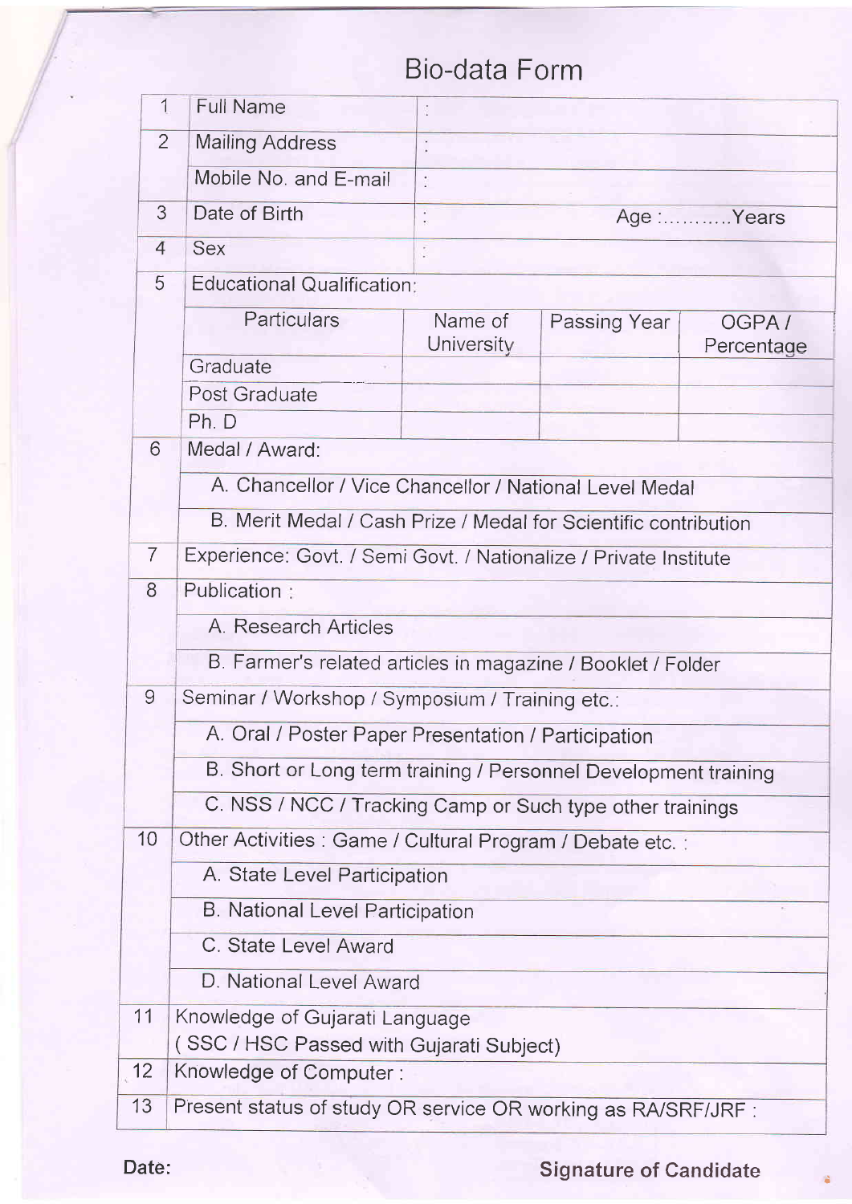# Bio-data Form

| | | |
|---|---|---|
| 1 | Full Name | : |
| 2 | Mailing Address | : |
| | Mobile No. and E-mail | : |
| 3 | Date of Birth | : Age :..........Years |
| 4 | Sex | : |
| 5 | Educational Qualification: | |

| Particulars | Name of University | Passing Year | OGPA / Percentage |
|---|---|---|---|
| Graduate | | | |
| Post Graduate | | | |
| Ph. D | | | |

| | |
|---|---|
| 6 | Medal / Award: |
| | A. Chancellor / Vice Chancellor / National Level Medal |
| | B. Merit Medal / Cash Prize / Medal for Scientific contribution |
| 7 | Experience: Govt. / Semi Govt. / Nationalize / Private Institute |
| 8 | Publication : |
| | A. Research Articles |
| | B. Farmer's related articles in magazine / Booklet / Folder |
| 9 | Seminar / Workshop / Symposium / Training etc.: |
| | A. Oral / Poster Paper Presentation / Participation |
| | B. Short or Long term training / Personnel Development training |
| | C. NSS / NCC / Tracking Camp or Such type other trainings |
| 10 | Other Activities : Game / Cultural Program / Debate etc. : |
| | A. State Level Participation |
| | B. National Level Participation |
| | C. State Level Award |
| | D. National Level Award |
| 11 | Knowledge of Gujarati Language (SSC / HSC Passed with Gujarati Subject) |
| 12 | Knowledge of Computer : |
| 13 | Present status of study OR service OR working as RA/SRF/JRF : |

**Date:**

**Signature of Candidate**